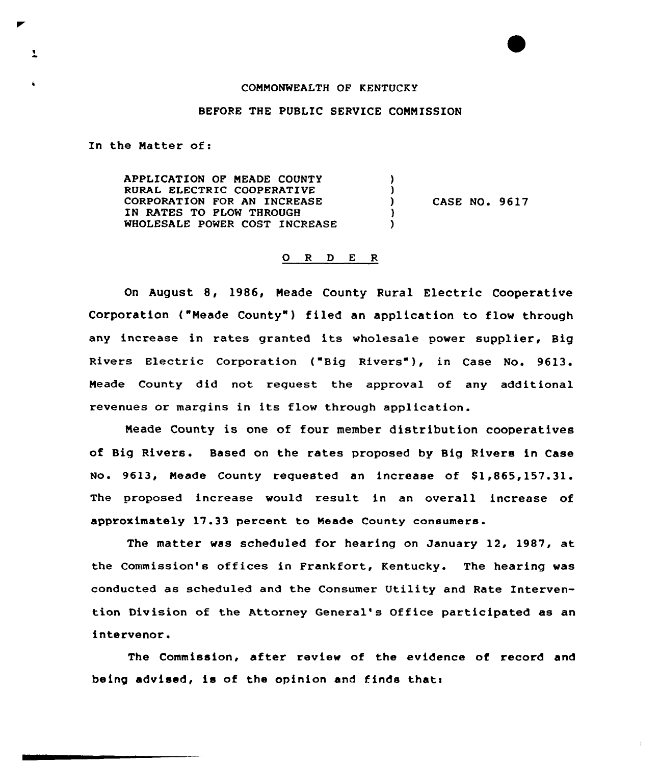COMMONWEALTH OF KENTUCKY

BEFORE THE PUBLIC SERVICE COMMISSION

In the Matter of:

| | | |
|---|---|---|
| APPLICATION OF MEADE COUNTY RURAL ELECTRIC COOPERATIVE CORPORATION FOR AN INCREASE IN RATES TO FLOW THROUGH WHOLESALE POWER COST INCREASE | ) | CASE NO. 9617 |

## O R D E R

On August 8, 1986, Meade County Rural Electric Cooperative Corporation ("Meade County") filed an application to flow through any increase in rates granted its wholesale power supplier, Big Rivers Electric Corporation ("Big Rivers"), in Case No. 9613. Meade County did not request the approval of any additional revenues or margins in its flow through application.

Meade County is one of four member distribution cooperatives of Big Rivers. Based on the rates proposed by Big Rivers in Case No. 9613, Meade County requested an increase of $1,865,157.31. The proposed increase would result in an overall increase of approximately 17.33 percent to Meade County consumers.

The matter was scheduled for hearing on January 12, 1987, at the Commission's offices in Frankfort, Kentucky. The hearing was conducted as scheduled and the Consumer Utility and Rate Intervention Division of the Attorney General's Office participated as an intervenor.

The Commission, after review of the evidence of record and being advised, is of the opinion and finds that: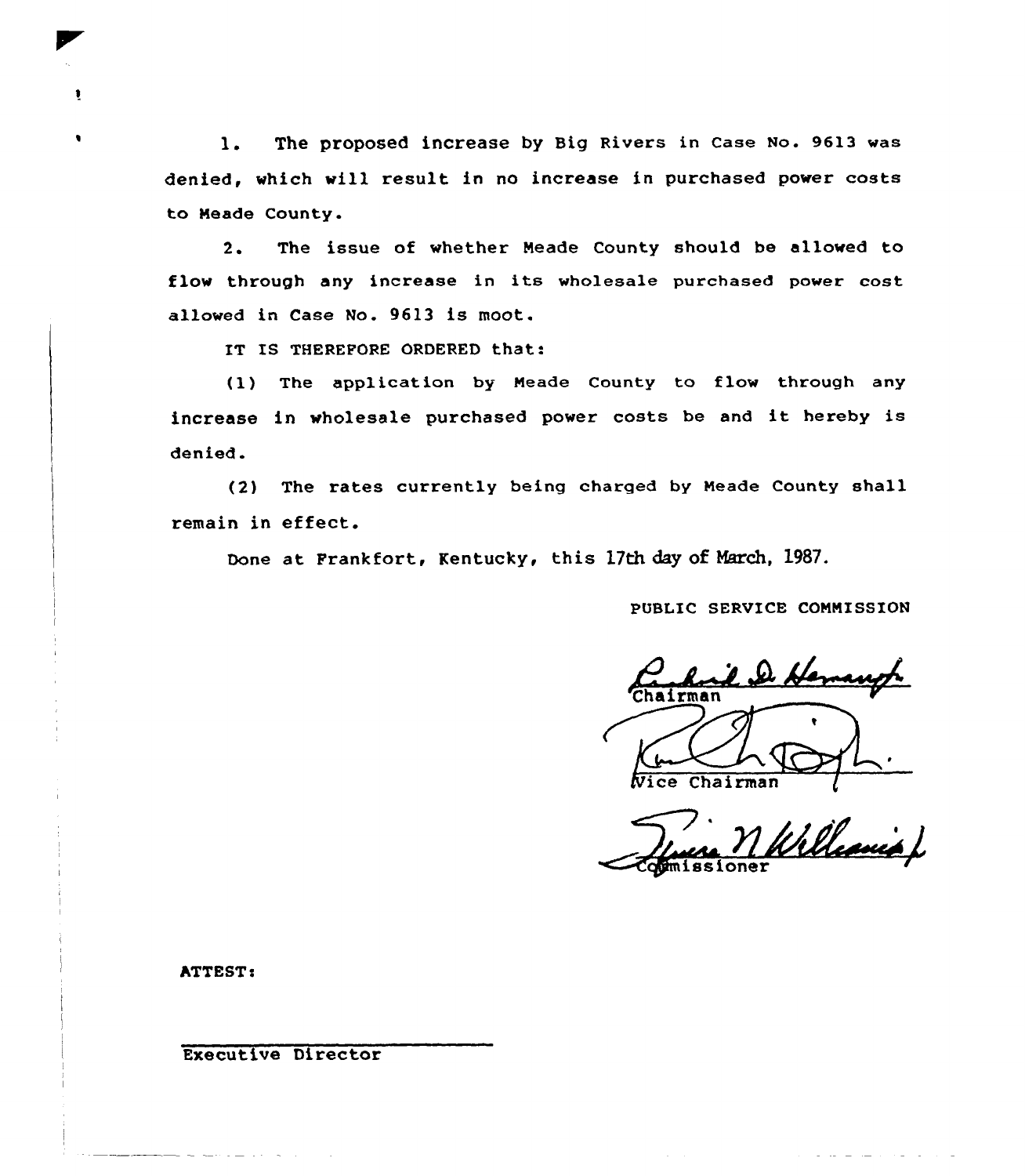1. The proposed increase by Big Rivers in Case No. 9613 was denied, which will result in no increase in purchased power costs to Meade County.

2. The issue of whether Meade County should be allowed to flow through any increase in its wholesale purchased power cost allowed in Case No. 9613 is moot.

IT IS THEREFORE ORDERED that:

(1) The application by Meade County to flow through any increase in wholesale purchased power costs be and it hereby is denied.

(2) The rates currently being charged by Meade County shall remain in effect.

Done at Frankfort, Kentucky, this 17th day of March, 1987.

PUBLIC SERVICE COMMISSION

Chairman

Vice Chairman

Commissioner

ATTEST:

Executive Director